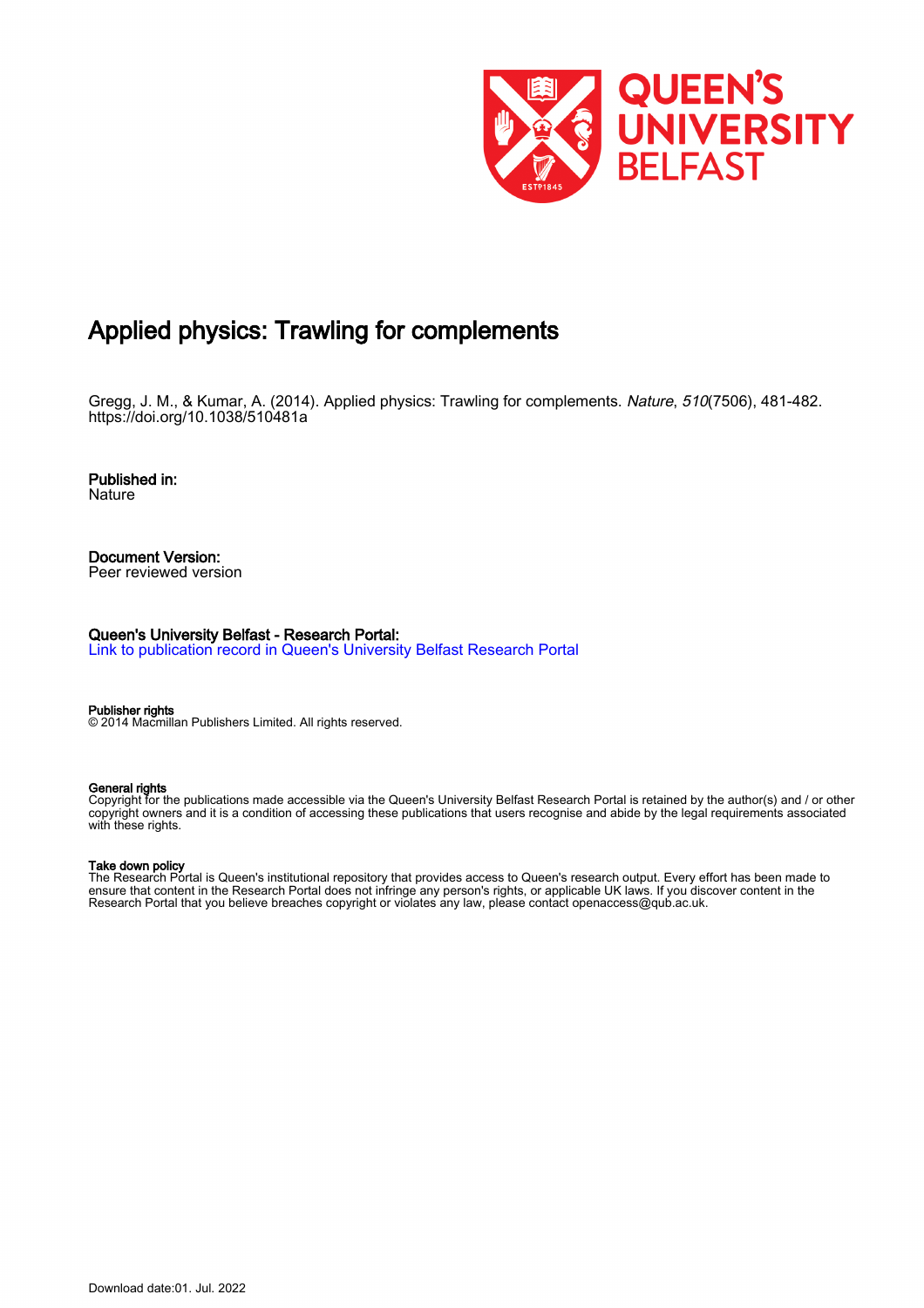# Applied physics: Trawling for complements

Gregg, J. M., & Kumar, A. (2014). Applied physics: Trawling for complements. *Nature*, *510*(7506), 481-482. https://doi.org/10.1038/510481a

**Published in:**
Nature

**Document Version:**
Peer reviewed version

**Queen's University Belfast - Research Portal:**
Link to publication record in Queen's University Belfast Research Portal

**Publisher rights**
© 2014 Macmillan Publishers Limited. All rights reserved.

**General rights**
Copyright for the publications made accessible via the Queen's University Belfast Research Portal is retained by the author(s) and / or other copyright owners and it is a condition of accessing these publications that users recognise and abide by the legal requirements associated with these rights.

**Take down policy**
The Research Portal is Queen's institutional repository that provides access to Queen's research output. Every effort has been made to ensure that content in the Research Portal does not infringe any person's rights, or applicable UK laws. If you discover content in the Research Portal that you believe breaches copyright or violates any law, please contact openaccess@qub.ac.uk.

Download date:01. Jul. 2022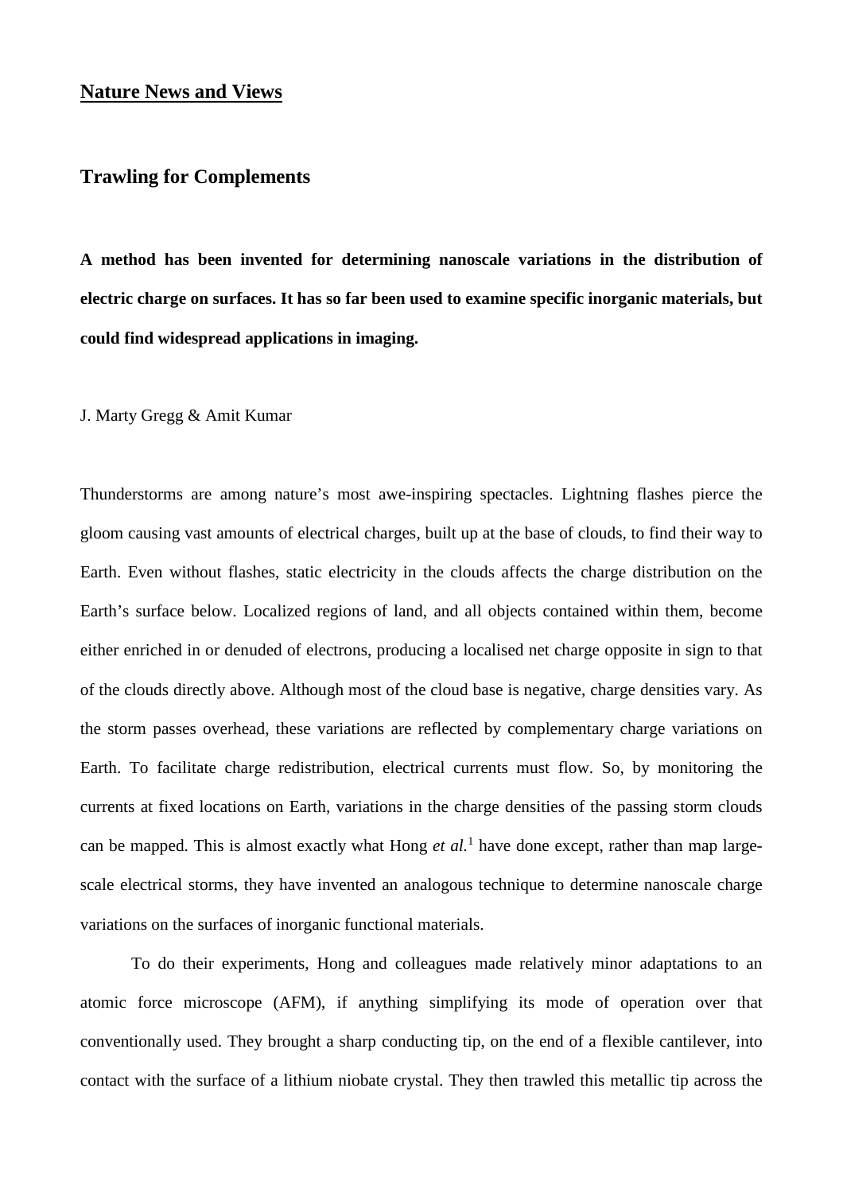**Nature News and Views**

## Trawling for Complements

**A method has been invented for determining nanoscale variations in the distribution of electric charge on surfaces. It has so far been used to examine specific inorganic materials, but could find widespread applications in imaging.**

J. Marty Gregg & Amit Kumar

Thunderstorms are among nature's most awe-inspiring spectacles. Lightning flashes pierce the gloom causing vast amounts of electrical charges, built up at the base of clouds, to find their way to Earth. Even without flashes, static electricity in the clouds affects the charge distribution on the Earth's surface below. Localized regions of land, and all objects contained within them, become either enriched in or denuded of electrons, producing a localised net charge opposite in sign to that of the clouds directly above. Although most of the cloud base is negative, charge densities vary. As the storm passes overhead, these variations are reflected by complementary charge variations on Earth. To facilitate charge redistribution, electrical currents must flow. So, by monitoring the currents at fixed locations on Earth, variations in the charge densities of the passing storm clouds can be mapped. This is almost exactly what Hong *et al.*[1] have done except, rather than map large-scale electrical storms, they have invented an analogous technique to determine nanoscale charge variations on the surfaces of inorganic functional materials.

To do their experiments, Hong and colleagues made relatively minor adaptations to an atomic force microscope (AFM), if anything simplifying its mode of operation over that conventionally used. They brought a sharp conducting tip, on the end of a flexible cantilever, into contact with the surface of a lithium niobate crystal. They then trawled this metallic tip across the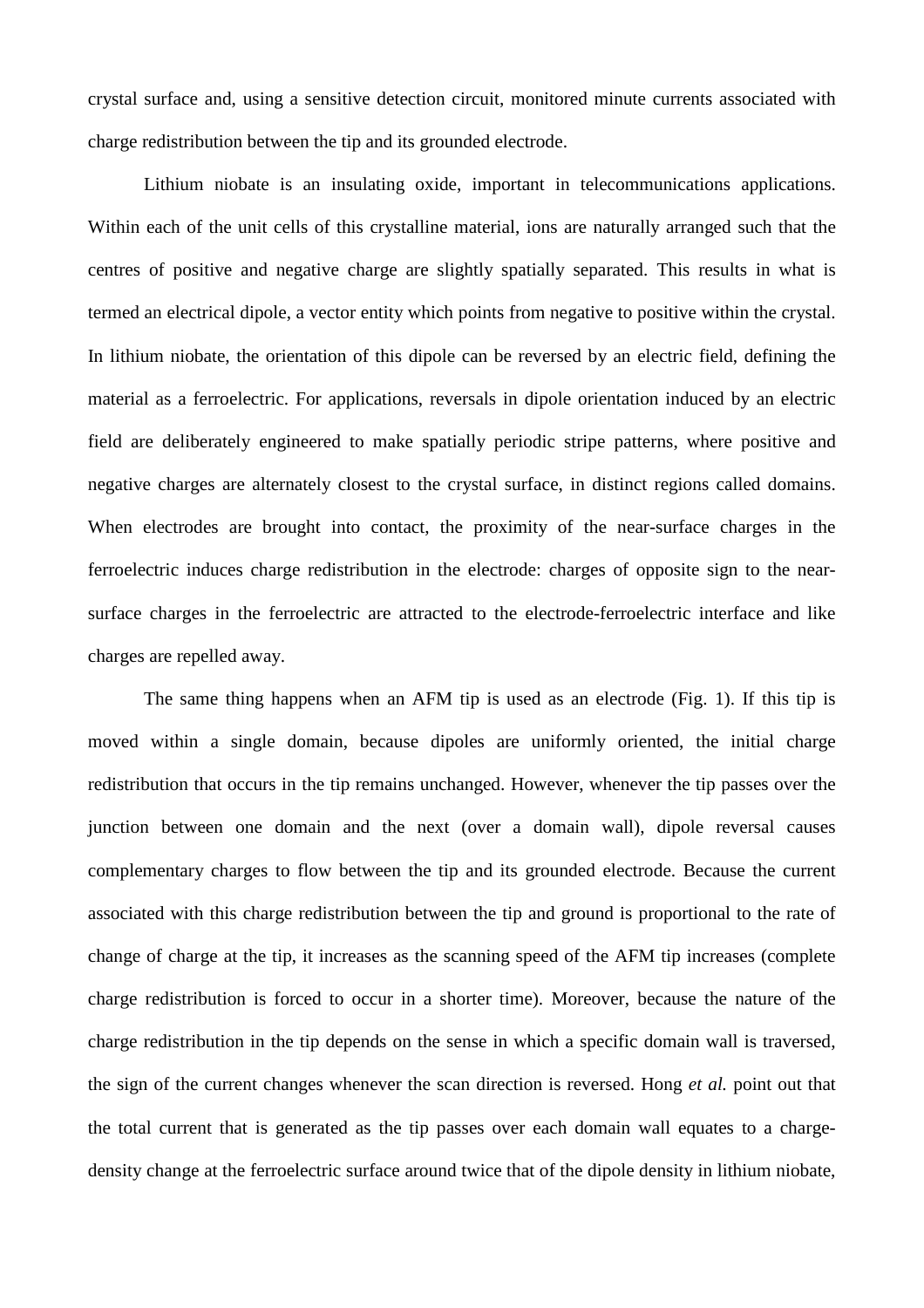crystal surface and, using a sensitive detection circuit, monitored minute currents associated with charge redistribution between the tip and its grounded electrode.

Lithium niobate is an insulating oxide, important in telecommunications applications. Within each of the unit cells of this crystalline material, ions are naturally arranged such that the centres of positive and negative charge are slightly spatially separated. This results in what is termed an electrical dipole, a vector entity which points from negative to positive within the crystal. In lithium niobate, the orientation of this dipole can be reversed by an electric field, defining the material as a ferroelectric. For applications, reversals in dipole orientation induced by an electric field are deliberately engineered to make spatially periodic stripe patterns, where positive and negative charges are alternately closest to the crystal surface, in distinct regions called domains. When electrodes are brought into contact, the proximity of the near-surface charges in the ferroelectric induces charge redistribution in the electrode: charges of opposite sign to the near-surface charges in the ferroelectric are attracted to the electrode-ferroelectric interface and like charges are repelled away.

The same thing happens when an AFM tip is used as an electrode (Fig. 1). If this tip is moved within a single domain, because dipoles are uniformly oriented, the initial charge redistribution that occurs in the tip remains unchanged. However, whenever the tip passes over the junction between one domain and the next (over a domain wall), dipole reversal causes complementary charges to flow between the tip and its grounded electrode. Because the current associated with this charge redistribution between the tip and ground is proportional to the rate of change of charge at the tip, it increases as the scanning speed of the AFM tip increases (complete charge redistribution is forced to occur in a shorter time). Moreover, because the nature of the charge redistribution in the tip depends on the sense in which a specific domain wall is traversed, the sign of the current changes whenever the scan direction is reversed. Hong *et al.* point out that the total current that is generated as the tip passes over each domain wall equates to a charge-density change at the ferroelectric surface around twice that of the dipole density in lithium niobate,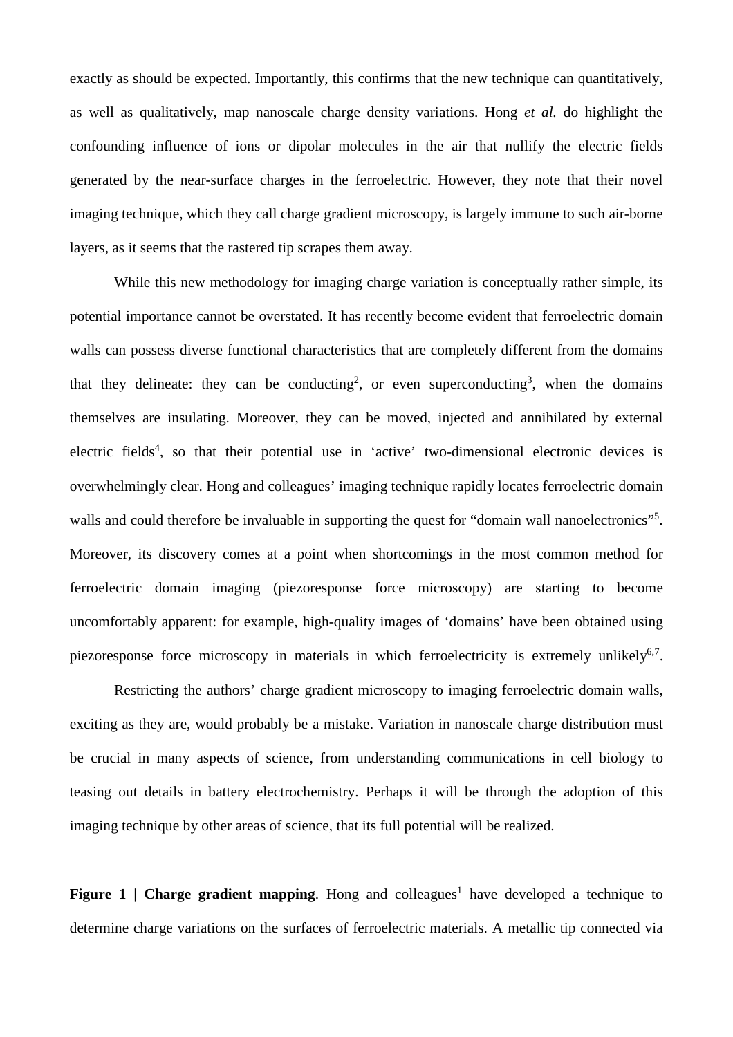exactly as should be expected. Importantly, this confirms that the new technique can quantitatively, as well as qualitatively, map nanoscale charge density variations. Hong *et al.* do highlight the confounding influence of ions or dipolar molecules in the air that nullify the electric fields generated by the near-surface charges in the ferroelectric. However, they note that their novel imaging technique, which they call charge gradient microscopy, is largely immune to such air-borne layers, as it seems that the rastered tip scrapes them away.

While this new methodology for imaging charge variation is conceptually rather simple, its potential importance cannot be overstated. It has recently become evident that ferroelectric domain walls can possess diverse functional characteristics that are completely different from the domains that they delineate: they can be conducting[2], or even superconducting[3], when the domains themselves are insulating. Moreover, they can be moved, injected and annihilated by external electric fields[4], so that their potential use in 'active' two-dimensional electronic devices is overwhelmingly clear. Hong and colleagues' imaging technique rapidly locates ferroelectric domain walls and could therefore be invaluable in supporting the quest for "domain wall nanoelectronics"[5]. Moreover, its discovery comes at a point when shortcomings in the most common method for ferroelectric domain imaging (piezoresponse force microscopy) are starting to become uncomfortably apparent: for example, high-quality images of 'domains' have been obtained using piezoresponse force microscopy in materials in which ferroelectricity is extremely unlikely[6,7].

Restricting the authors' charge gradient microscopy to imaging ferroelectric domain walls, exciting as they are, would probably be a mistake. Variation in nanoscale charge distribution must be crucial in many aspects of science, from understanding communications in cell biology to teasing out details in battery electrochemistry. Perhaps it will be through the adoption of this imaging technique by other areas of science, that its full potential will be realized.

**Figure 1 | Charge gradient mapping**. Hong and colleagues[1] have developed a technique to determine charge variations on the surfaces of ferroelectric materials. A metallic tip connected via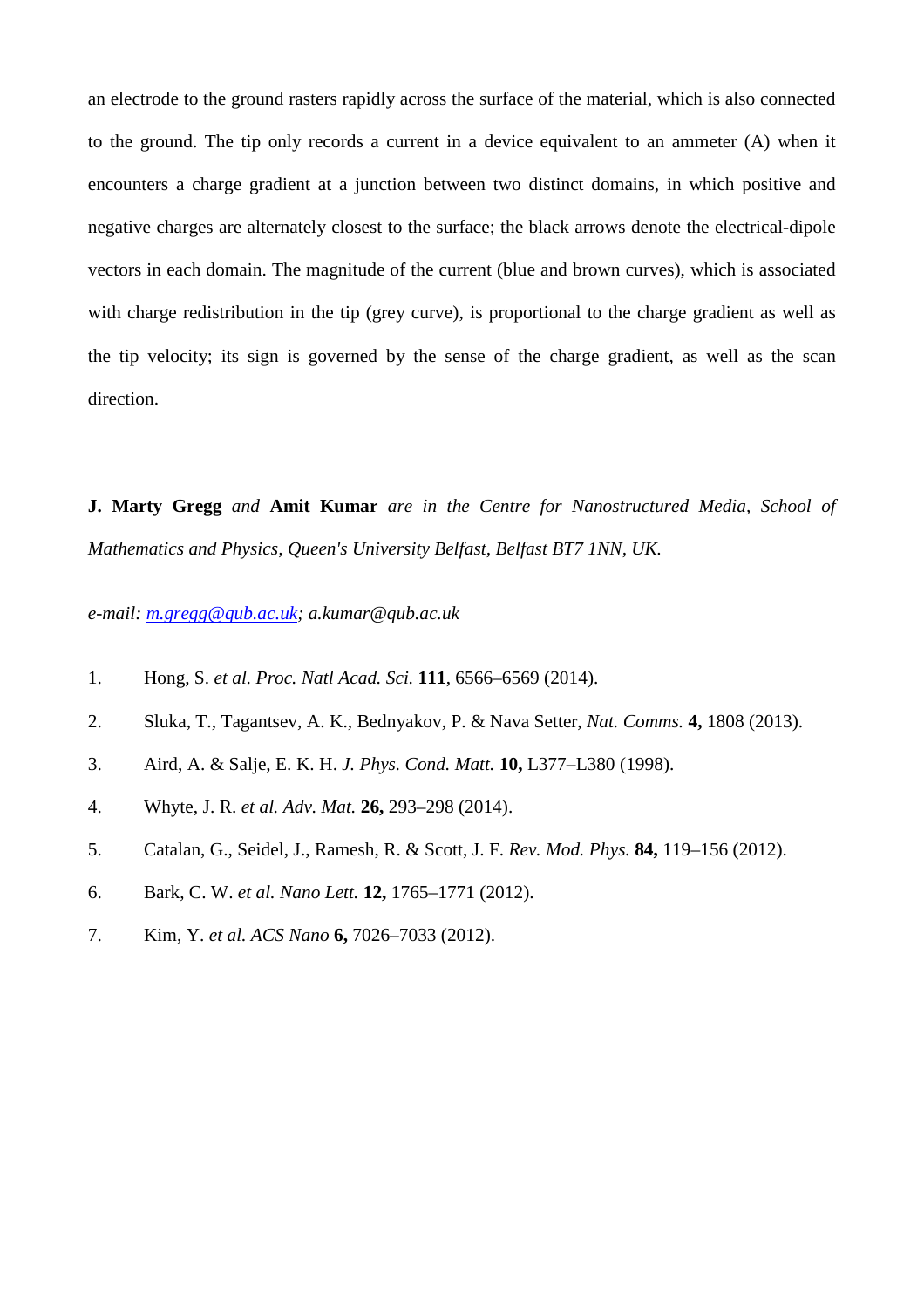an electrode to the ground rasters rapidly across the surface of the material, which is also connected to the ground. The tip only records a current in a device equivalent to an ammeter (A) when it encounters a charge gradient at a junction between two distinct domains, in which positive and negative charges are alternately closest to the surface; the black arrows denote the electrical-dipole vectors in each domain. The magnitude of the current (blue and brown curves), which is associated with charge redistribution in the tip (grey curve), is proportional to the charge gradient as well as the tip velocity; its sign is governed by the sense of the charge gradient, as well as the scan direction.

**J. Marty Gregg** *and* **Amit Kumar** *are in the Centre for Nanostructured Media, School of Mathematics and Physics, Queen's University Belfast, Belfast BT7 1NN, UK.*

*e-mail: m.gregg@qub.ac.uk; a.kumar@qub.ac.uk*

1. Hong, S. *et al. Proc. Natl Acad. Sci.* **111**, 6566–6569 (2014).
2. Sluka, T., Tagantsev, A. K., Bednyakov, P. & Nava Setter, *Nat. Comms.* **4,** 1808 (2013).
3. Aird, A. & Salje, E. K. H. *J. Phys. Cond. Matt.* **10,** L377–L380 (1998).
4. Whyte, J. R. *et al. Adv. Mat.* **26,** 293–298 (2014).
5. Catalan, G., Seidel, J., Ramesh, R. & Scott, J. F. *Rev. Mod. Phys.* **84,** 119–156 (2012).
6. Bark, C. W. *et al. Nano Lett.* **12,** 1765–1771 (2012).
7. Kim, Y. *et al. ACS Nano* **6,** 7026–7033 (2012).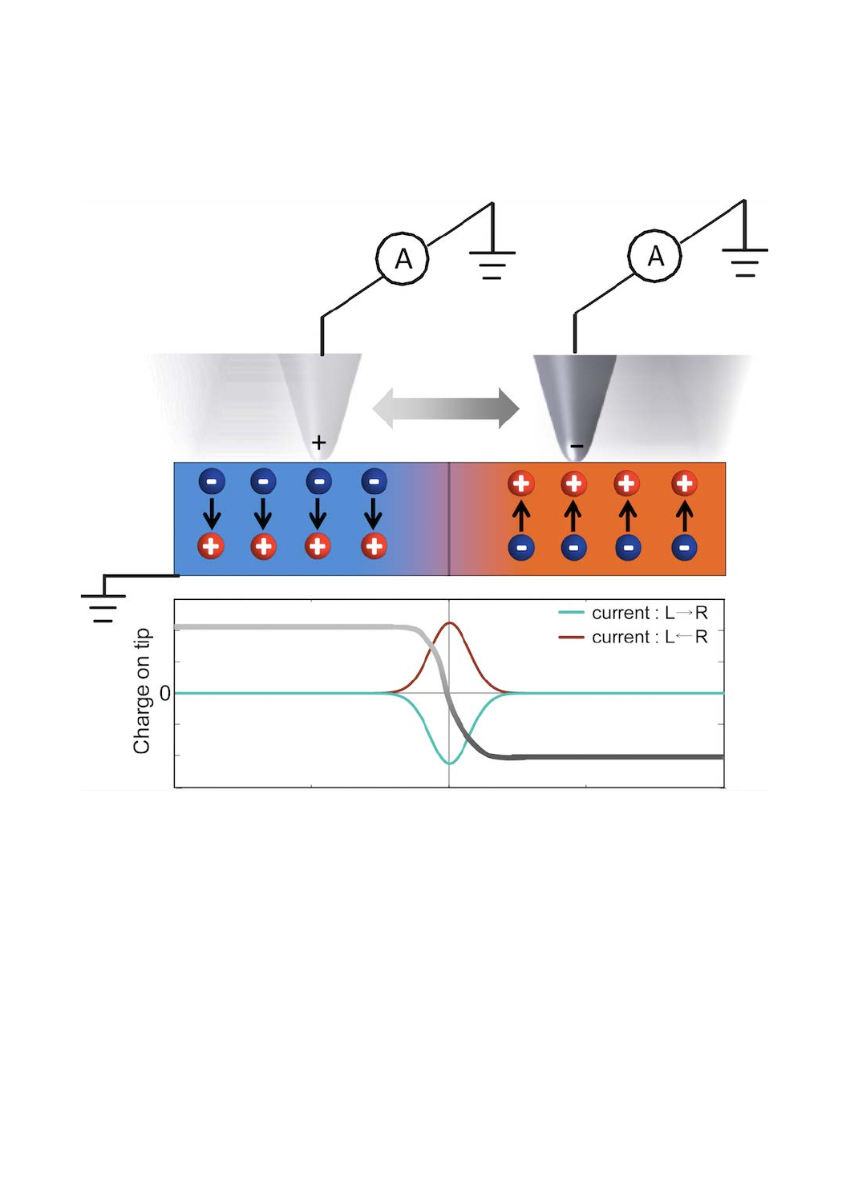A

A

+

–

current : L→R

current : L←R

Charge on tip

0